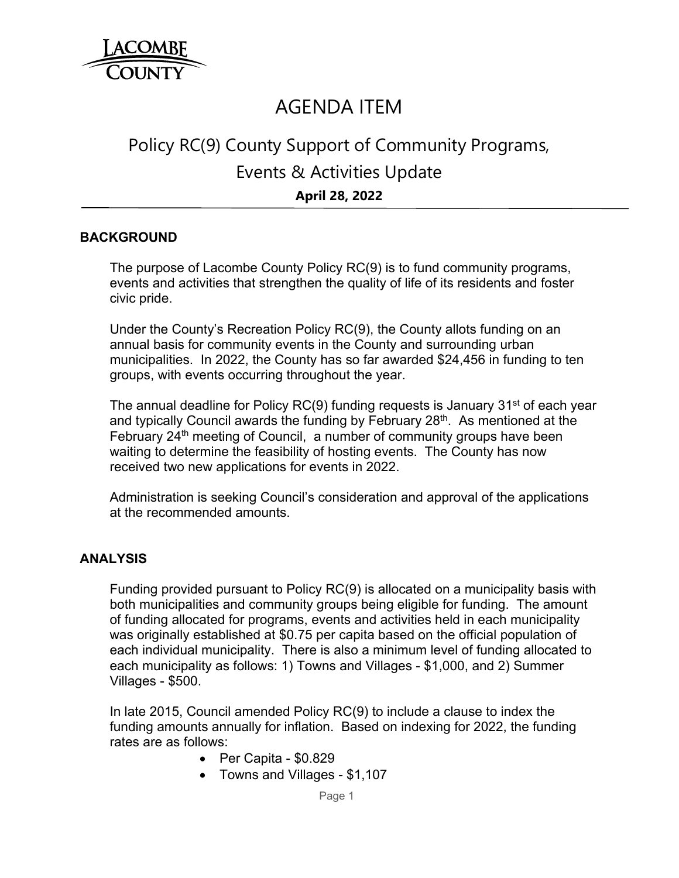LACOMBE COUNTY

# AGENDA ITEM

## Policy RC(9) County Support of Community Programs, Events & Activities Update

**April 28, 2022**

### BACKGROUND

The purpose of Lacombe County Policy RC(9) is to fund community programs, events and activities that strengthen the quality of life of its residents and foster civic pride.

Under the County's Recreation Policy RC(9), the County allots funding on an annual basis for community events in the County and surrounding urban municipalities. In 2022, the County has so far awarded $24,456 in funding to ten groups, with events occurring throughout the year.

The annual deadline for Policy RC(9) funding requests is January 31st of each year and typically Council awards the funding by February 28th. As mentioned at the February 24th meeting of Council, a number of community groups have been waiting to determine the feasibility of hosting events. The County has now received two new applications for events in 2022.

Administration is seeking Council's consideration and approval of the applications at the recommended amounts.

### ANALYSIS

Funding provided pursuant to Policy RC(9) is allocated on a municipality basis with both municipalities and community groups being eligible for funding. The amount of funding allocated for programs, events and activities held in each municipality was originally established at $0.75 per capita based on the official population of each individual municipality. There is also a minimum level of funding allocated to each municipality as follows: 1) Towns and Villages - $1,000, and 2) Summer Villages - $500.

In late 2015, Council amended Policy RC(9) to include a clause to index the funding amounts annually for inflation. Based on indexing for 2022, the funding rates are as follows:

- Per Capita - $0.829
- Towns and Villages - $1,107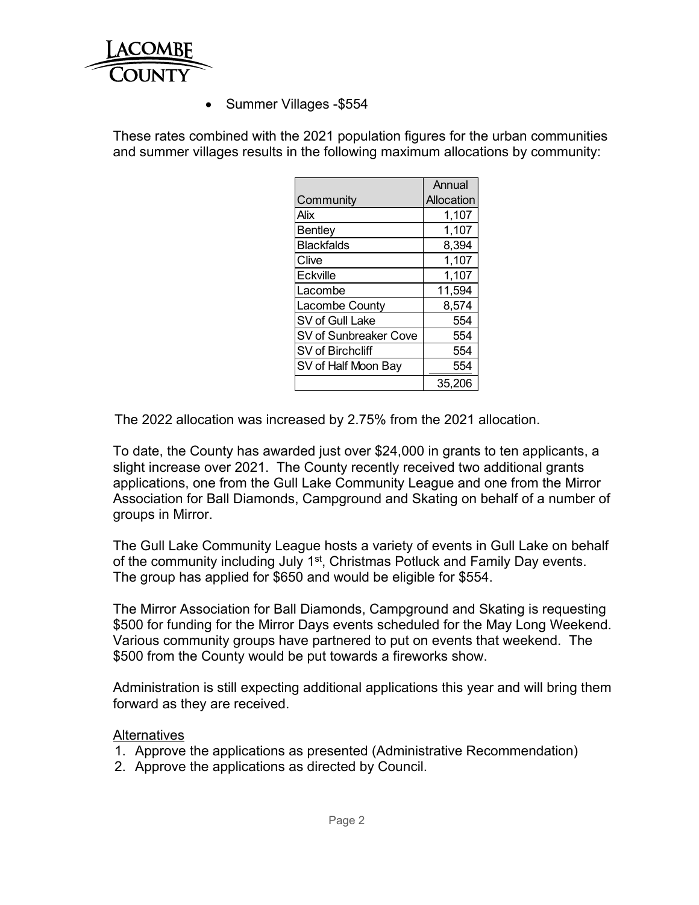- Summer Villages -$554

These rates combined with the 2021 population figures for the urban communities and summer villages results in the following maximum allocations by community:

| Community | Annual Allocation |
|---|---|
| Alix | 1,107 |
| Bentley | 1,107 |
| Blackfalds | 8,394 |
| Clive | 1,107 |
| Eckville | 1,107 |
| Lacombe | 11,594 |
| Lacombe County | 8,574 |
| SV of Gull Lake | 554 |
| SV of Sunbreaker Cove | 554 |
| SV of Birchcliff | 554 |
| SV of Half Moon Bay | 554 |
| | 35,206 |

The 2022 allocation was increased by 2.75% from the 2021 allocation.

To date, the County has awarded just over $24,000 in grants to ten applicants, a slight increase over 2021. The County recently received two additional grants applications, one from the Gull Lake Community League and one from the Mirror Association for Ball Diamonds, Campground and Skating on behalf of a number of groups in Mirror.

The Gull Lake Community League hosts a variety of events in Gull Lake on behalf of the community including July 1st, Christmas Potluck and Family Day events. The group has applied for $650 and would be eligible for $554.

The Mirror Association for Ball Diamonds, Campground and Skating is requesting $500 for funding for the Mirror Days events scheduled for the May Long Weekend. Various community groups have partnered to put on events that weekend. The $500 from the County would be put towards a fireworks show.

Administration is still expecting additional applications this year and will bring them forward as they are received.

Alternatives

1. Approve the applications as presented (Administrative Recommendation)
2. Approve the applications as directed by Council.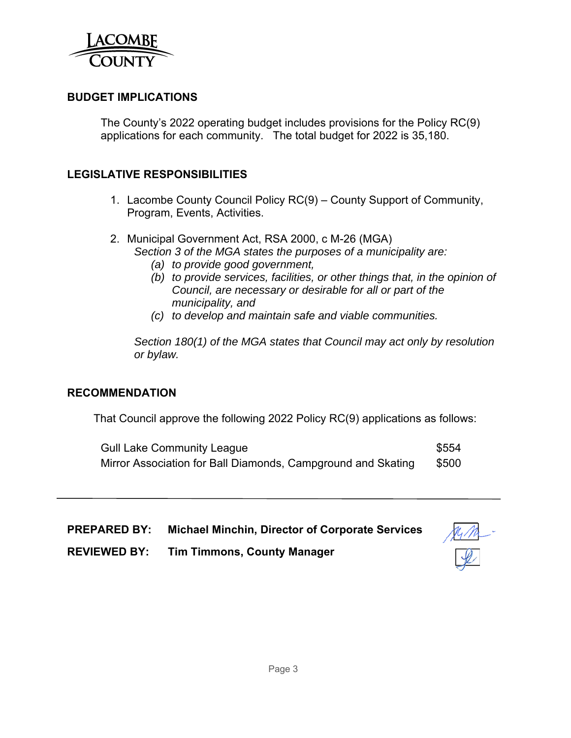## BUDGET IMPLICATIONS

The County's 2022 operating budget includes provisions for the Policy RC(9) applications for each community. The total budget for 2022 is 35,180.

## LEGISLATIVE RESPONSIBILITIES

1. Lacombe County Council Policy RC(9) – County Support of Community, Program, Events, Activities.

2. Municipal Government Act, RSA 2000, c M-26 (MGA)
   *Section 3 of the MGA states the purposes of a municipality are:*
   - *(a) to provide good government,*
   - *(b) to provide services, facilities, or other things that, in the opinion of Council, are necessary or desirable for all or part of the municipality, and*
   - *(c) to develop and maintain safe and viable communities.*

   *Section 180(1) of the MGA states that Council may act only by resolution or bylaw.*

## RECOMMENDATION

That Council approve the following 2022 Policy RC(9) applications as follows:

| | |
|---|---|
| Gull Lake Community League | $554 |
| Mirror Association for Ball Diamonds, Campground and Skating | $500 |

---

**PREPARED BY:** **Michael Minchin, Director of Corporate Services**

**REVIEWED BY:** **Tim Timmons, County Manager**